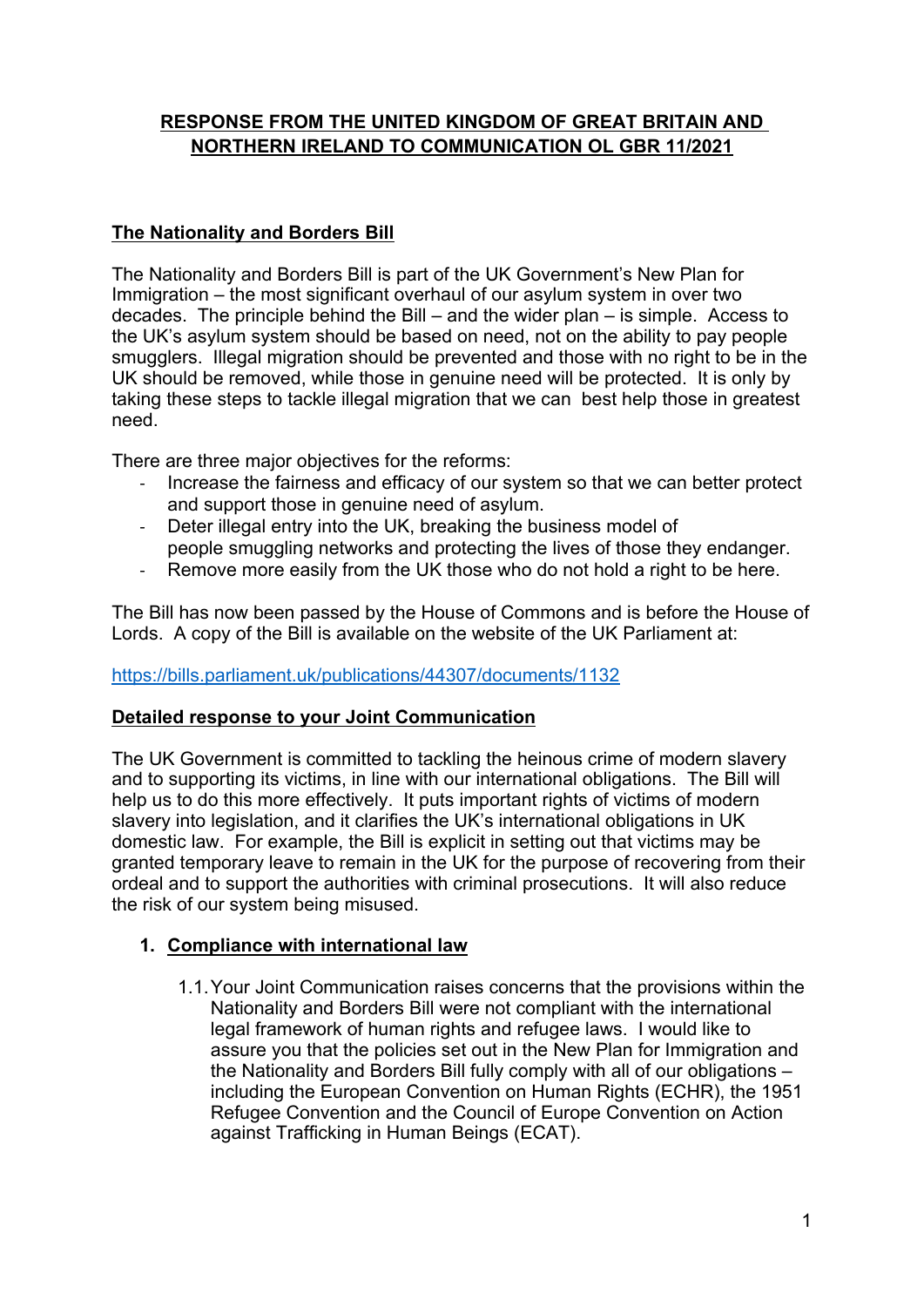# RESPONSE FROM THE UNITED KINGDOM OF GREAT BRITAIN AND NORTHERN IRELAND TO COMMUNICATION OL GBR 11/2021

## The Nationality and Borders Bill

The Nationality and Borders Bill is part of the UK Government's New Plan for Immigration – the most significant overhaul of our asylum system in over two decades. The principle behind the Bill – and the wider plan – is simple. Access to the UK's asylum system should be based on need, not on the ability to pay people smugglers. Illegal migration should be prevented and those with no right to be in the UK should be removed, while those in genuine need will be protected. It is only by taking these steps to tackle illegal migration that we can best help those in greatest need.

There are three major objectives for the reforms:

- Increase the fairness and efficacy of our system so that we can better protect and support those in genuine need of asylum.
- Deter illegal entry into the UK, breaking the business model of people smuggling networks and protecting the lives of those they endanger.
- Remove more easily from the UK those who do not hold a right to be here.

The Bill has now been passed by the House of Commons and is before the House of Lords. A copy of the Bill is available on the website of the UK Parliament at:

https://bills.parliament.uk/publications/44307/documents/1132

## Detailed response to your Joint Communication

The UK Government is committed to tackling the heinous crime of modern slavery and to supporting its victims, in line with our international obligations. The Bill will help us to do this more effectively. It puts important rights of victims of modern slavery into legislation, and it clarifies the UK's international obligations in UK domestic law. For example, the Bill is explicit in setting out that victims may be granted temporary leave to remain in the UK for the purpose of recovering from their ordeal and to support the authorities with criminal prosecutions. It will also reduce the risk of our system being misused.

### 1. Compliance with international law

1.1. Your Joint Communication raises concerns that the provisions within the Nationality and Borders Bill were not compliant with the international legal framework of human rights and refugee laws. I would like to assure you that the policies set out in the New Plan for Immigration and the Nationality and Borders Bill fully comply with all of our obligations – including the European Convention on Human Rights (ECHR), the 1951 Refugee Convention and the Council of Europe Convention on Action against Trafficking in Human Beings (ECAT).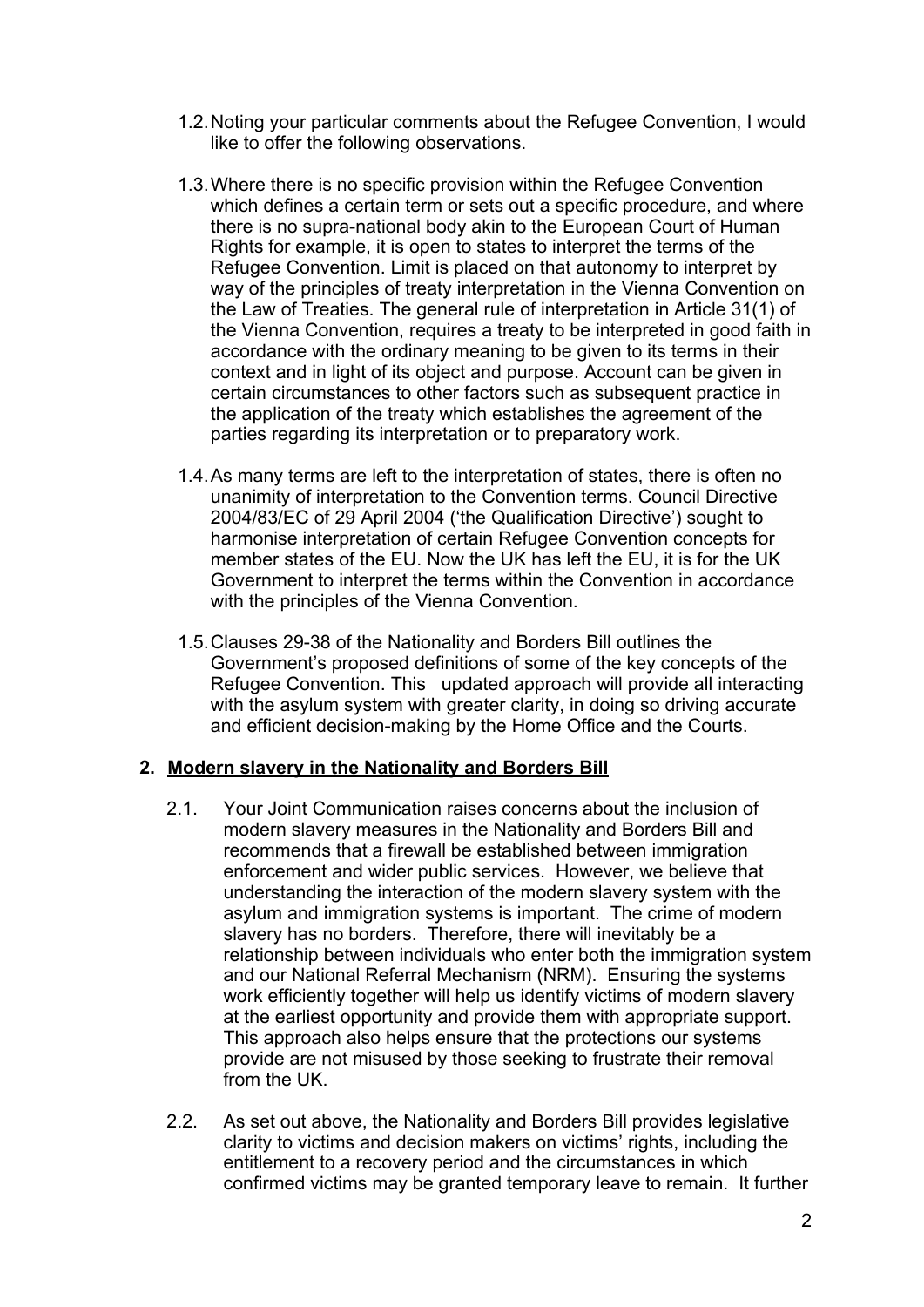1.2. Noting your particular comments about the Refugee Convention, I would like to offer the following observations.

1.3. Where there is no specific provision within the Refugee Convention which defines a certain term or sets out a specific procedure, and where there is no supra-national body akin to the European Court of Human Rights for example, it is open to states to interpret the terms of the Refugee Convention. Limit is placed on that autonomy to interpret by way of the principles of treaty interpretation in the Vienna Convention on the Law of Treaties. The general rule of interpretation in Article 31(1) of the Vienna Convention, requires a treaty to be interpreted in good faith in accordance with the ordinary meaning to be given to its terms in their context and in light of its object and purpose. Account can be given in certain circumstances to other factors such as subsequent practice in the application of the treaty which establishes the agreement of the parties regarding its interpretation or to preparatory work.

1.4. As many terms are left to the interpretation of states, there is often no unanimity of interpretation to the Convention terms. Council Directive 2004/83/EC of 29 April 2004 ('the Qualification Directive') sought to harmonise interpretation of certain Refugee Convention concepts for member states of the EU. Now the UK has left the EU, it is for the UK Government to interpret the terms within the Convention in accordance with the principles of the Vienna Convention.

1.5. Clauses 29-38 of the Nationality and Borders Bill outlines the Government's proposed definitions of some of the key concepts of the Refugee Convention. This updated approach will provide all interacting with the asylum system with greater clarity, in doing so driving accurate and efficient decision-making by the Home Office and the Courts.

## 2. Modern slavery in the Nationality and Borders Bill

2.1. Your Joint Communication raises concerns about the inclusion of modern slavery measures in the Nationality and Borders Bill and recommends that a firewall be established between immigration enforcement and wider public services. However, we believe that understanding the interaction of the modern slavery system with the asylum and immigration systems is important. The crime of modern slavery has no borders. Therefore, there will inevitably be a relationship between individuals who enter both the immigration system and our National Referral Mechanism (NRM). Ensuring the systems work efficiently together will help us identify victims of modern slavery at the earliest opportunity and provide them with appropriate support. This approach also helps ensure that the protections our systems provide are not misused by those seeking to frustrate their removal from the UK.

2.2. As set out above, the Nationality and Borders Bill provides legislative clarity to victims and decision makers on victims' rights, including the entitlement to a recovery period and the circumstances in which confirmed victims may be granted temporary leave to remain. It further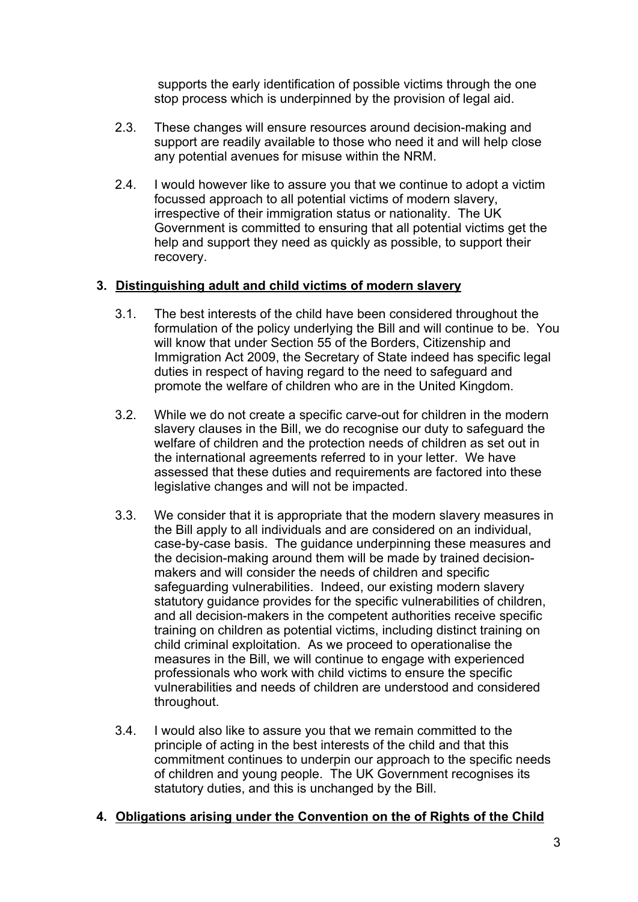supports the early identification of possible victims through the one stop process which is underpinned by the provision of legal aid.

2.3. These changes will ensure resources around decision-making and support are readily available to those who need it and will help close any potential avenues for misuse within the NRM.

2.4. I would however like to assure you that we continue to adopt a victim focussed approach to all potential victims of modern slavery, irrespective of their immigration status or nationality. The UK Government is committed to ensuring that all potential victims get the help and support they need as quickly as possible, to support their recovery.

## 3. Distinguishing adult and child victims of modern slavery

3.1. The best interests of the child have been considered throughout the formulation of the policy underlying the Bill and will continue to be. You will know that under Section 55 of the Borders, Citizenship and Immigration Act 2009, the Secretary of State indeed has specific legal duties in respect of having regard to the need to safeguard and promote the welfare of children who are in the United Kingdom.

3.2. While we do not create a specific carve-out for children in the modern slavery clauses in the Bill, we do recognise our duty to safeguard the welfare of children and the protection needs of children as set out in the international agreements referred to in your letter. We have assessed that these duties and requirements are factored into these legislative changes and will not be impacted.

3.3. We consider that it is appropriate that the modern slavery measures in the Bill apply to all individuals and are considered on an individual, case-by-case basis. The guidance underpinning these measures and the decision-making around them will be made by trained decision-makers and will consider the needs of children and specific safeguarding vulnerabilities. Indeed, our existing modern slavery statutory guidance provides for the specific vulnerabilities of children, and all decision-makers in the competent authorities receive specific training on children as potential victims, including distinct training on child criminal exploitation. As we proceed to operationalise the measures in the Bill, we will continue to engage with experienced professionals who work with child victims to ensure the specific vulnerabilities and needs of children are understood and considered throughout.

3.4. I would also like to assure you that we remain committed to the principle of acting in the best interests of the child and that this commitment continues to underpin our approach to the specific needs of children and young people. The UK Government recognises its statutory duties, and this is unchanged by the Bill.

## 4. Obligations arising under the Convention on the of Rights of the Child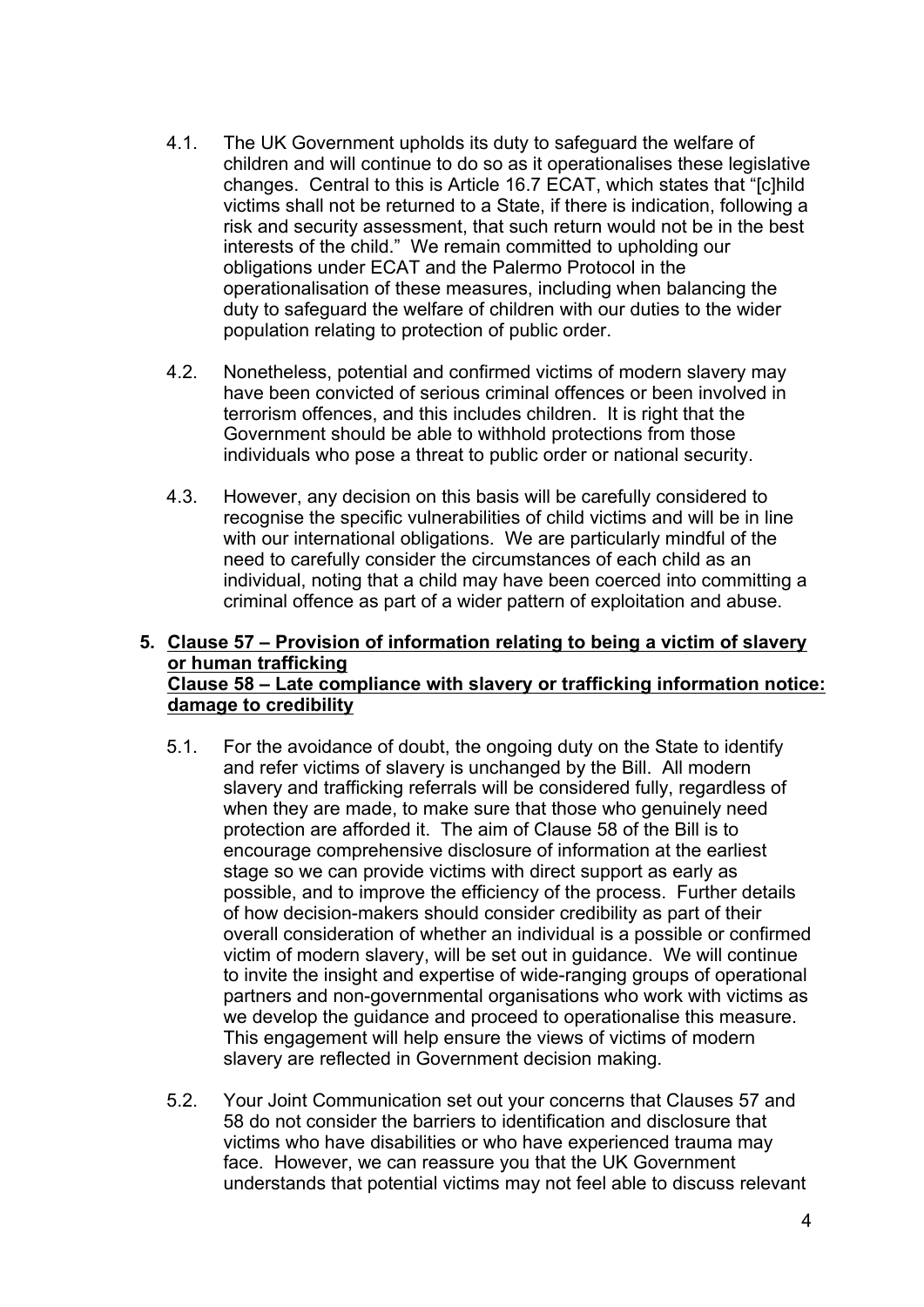4.1. The UK Government upholds its duty to safeguard the welfare of children and will continue to do so as it operationalises these legislative changes. Central to this is Article 16.7 ECAT, which states that "[c]hild victims shall not be returned to a State, if there is indication, following a risk and security assessment, that such return would not be in the best interests of the child." We remain committed to upholding our obligations under ECAT and the Palermo Protocol in the operationalisation of these measures, including when balancing the duty to safeguard the welfare of children with our duties to the wider population relating to protection of public order.

4.2. Nonetheless, potential and confirmed victims of modern slavery may have been convicted of serious criminal offences or been involved in terrorism offences, and this includes children. It is right that the Government should be able to withhold protections from those individuals who pose a threat to public order or national security.

4.3. However, any decision on this basis will be carefully considered to recognise the specific vulnerabilities of child victims and will be in line with our international obligations. We are particularly mindful of the need to carefully consider the circumstances of each child as an individual, noting that a child may have been coerced into committing a criminal offence as part of a wider pattern of exploitation and abuse.

## 5. Clause 57 – Provision of information relating to being a victim of slavery or human trafficking
## Clause 58 – Late compliance with slavery or trafficking information notice: damage to credibility

5.1. For the avoidance of doubt, the ongoing duty on the State to identify and refer victims of slavery is unchanged by the Bill. All modern slavery and trafficking referrals will be considered fully, regardless of when they are made, to make sure that those who genuinely need protection are afforded it. The aim of Clause 58 of the Bill is to encourage comprehensive disclosure of information at the earliest stage so we can provide victims with direct support as early as possible, and to improve the efficiency of the process. Further details of how decision-makers should consider credibility as part of their overall consideration of whether an individual is a possible or confirmed victim of modern slavery, will be set out in guidance. We will continue to invite the insight and expertise of wide-ranging groups of operational partners and non-governmental organisations who work with victims as we develop the guidance and proceed to operationalise this measure. This engagement will help ensure the views of victims of modern slavery are reflected in Government decision making.

5.2. Your Joint Communication set out your concerns that Clauses 57 and 58 do not consider the barriers to identification and disclosure that victims who have disabilities or who have experienced trauma may face. However, we can reassure you that the UK Government understands that potential victims may not feel able to discuss relevant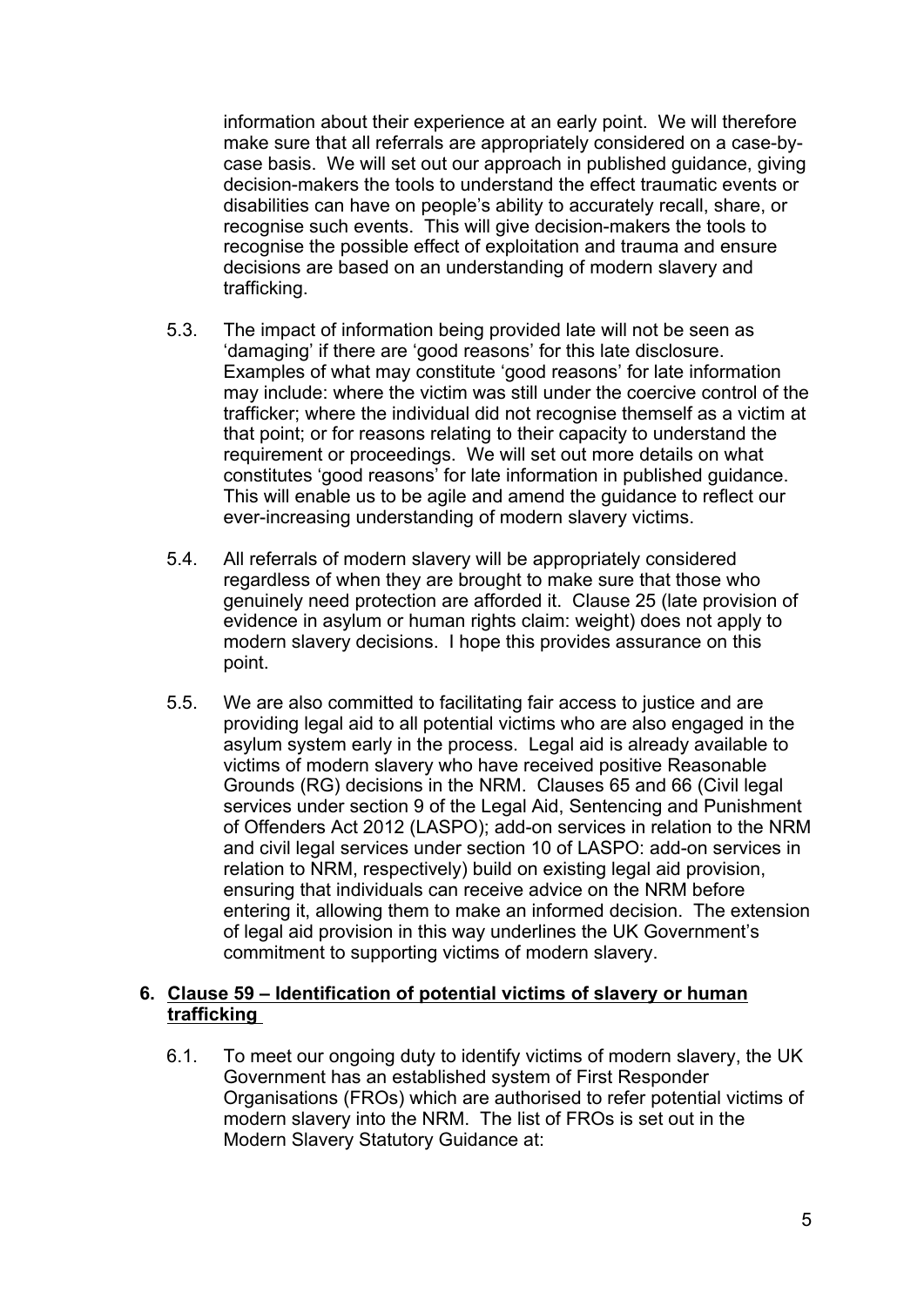information about their experience at an early point. We will therefore make sure that all referrals are appropriately considered on a case-by-case basis. We will set out our approach in published guidance, giving decision-makers the tools to understand the effect traumatic events or disabilities can have on people's ability to accurately recall, share, or recognise such events. This will give decision-makers the tools to recognise the possible effect of exploitation and trauma and ensure decisions are based on an understanding of modern slavery and trafficking.

5.3. The impact of information being provided late will not be seen as 'damaging' if there are 'good reasons' for this late disclosure. Examples of what may constitute 'good reasons' for late information may include: where the victim was still under the coercive control of the trafficker; where the individual did not recognise themself as a victim at that point; or for reasons relating to their capacity to understand the requirement or proceedings. We will set out more details on what constitutes 'good reasons' for late information in published guidance. This will enable us to be agile and amend the guidance to reflect our ever-increasing understanding of modern slavery victims.

5.4. All referrals of modern slavery will be appropriately considered regardless of when they are brought to make sure that those who genuinely need protection are afforded it. Clause 25 (late provision of evidence in asylum or human rights claim: weight) does not apply to modern slavery decisions. I hope this provides assurance on this point.

5.5. We are also committed to facilitating fair access to justice and are providing legal aid to all potential victims who are also engaged in the asylum system early in the process. Legal aid is already available to victims of modern slavery who have received positive Reasonable Grounds (RG) decisions in the NRM. Clauses 65 and 66 (Civil legal services under section 9 of the Legal Aid, Sentencing and Punishment of Offenders Act 2012 (LASPO); add-on services in relation to the NRM and civil legal services under section 10 of LASPO: add-on services in relation to NRM, respectively) build on existing legal aid provision, ensuring that individuals can receive advice on the NRM before entering it, allowing them to make an informed decision. The extension of legal aid provision in this way underlines the UK Government's commitment to supporting victims of modern slavery.

## 6. Clause 59 – Identification of potential victims of slavery or human trafficking

6.1. To meet our ongoing duty to identify victims of modern slavery, the UK Government has an established system of First Responder Organisations (FROs) which are authorised to refer potential victims of modern slavery into the NRM. The list of FROs is set out in the Modern Slavery Statutory Guidance at: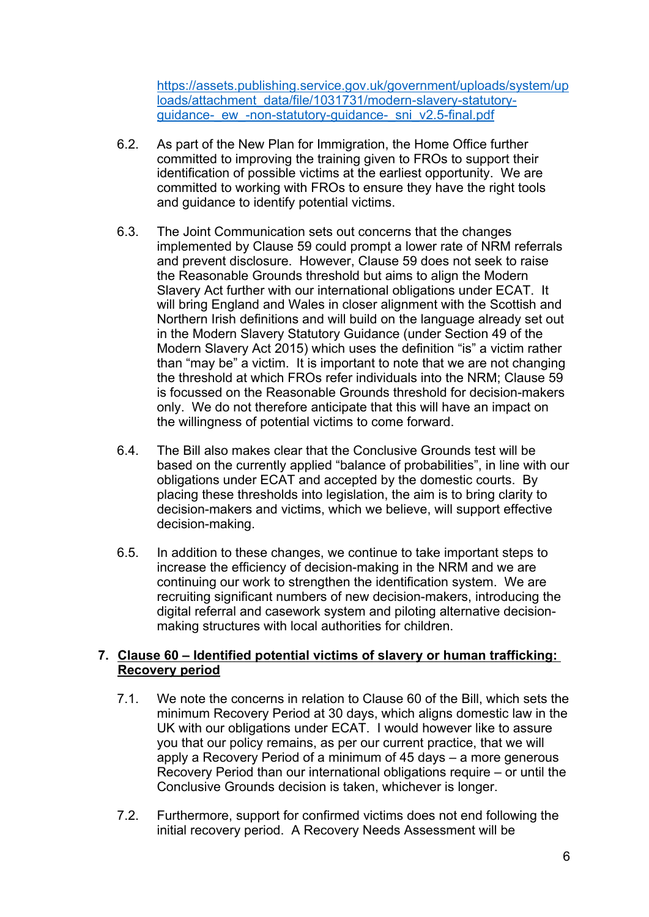https://assets.publishing.service.gov.uk/government/uploads/system/uploads/attachment_data/file/1031731/modern-slavery-statutory-guidance-_ew_-non-statutory-guidance-_sni_v2.5-final.pdf

6.2. As part of the New Plan for Immigration, the Home Office further committed to improving the training given to FROs to support their identification of possible victims at the earliest opportunity. We are committed to working with FROs to ensure they have the right tools and guidance to identify potential victims.

6.3. The Joint Communication sets out concerns that the changes implemented by Clause 59 could prompt a lower rate of NRM referrals and prevent disclosure. However, Clause 59 does not seek to raise the Reasonable Grounds threshold but aims to align the Modern Slavery Act further with our international obligations under ECAT. It will bring England and Wales in closer alignment with the Scottish and Northern Irish definitions and will build on the language already set out in the Modern Slavery Statutory Guidance (under Section 49 of the Modern Slavery Act 2015) which uses the definition "is" a victim rather than "may be" a victim. It is important to note that we are not changing the threshold at which FROs refer individuals into the NRM; Clause 59 is focussed on the Reasonable Grounds threshold for decision-makers only. We do not therefore anticipate that this will have an impact on the willingness of potential victims to come forward.

6.4. The Bill also makes clear that the Conclusive Grounds test will be based on the currently applied "balance of probabilities", in line with our obligations under ECAT and accepted by the domestic courts. By placing these thresholds into legislation, the aim is to bring clarity to decision-makers and victims, which we believe, will support effective decision-making.

6.5. In addition to these changes, we continue to take important steps to increase the efficiency of decision-making in the NRM and we are continuing our work to strengthen the identification system. We are recruiting significant numbers of new decision-makers, introducing the digital referral and casework system and piloting alternative decision-making structures with local authorities for children.

## 7. Clause 60 – Identified potential victims of slavery or human trafficking: Recovery period

7.1. We note the concerns in relation to Clause 60 of the Bill, which sets the minimum Recovery Period at 30 days, which aligns domestic law in the UK with our obligations under ECAT. I would however like to assure you that our policy remains, as per our current practice, that we will apply a Recovery Period of a minimum of 45 days – a more generous Recovery Period than our international obligations require – or until the Conclusive Grounds decision is taken, whichever is longer.

7.2. Furthermore, support for confirmed victims does not end following the initial recovery period. A Recovery Needs Assessment will be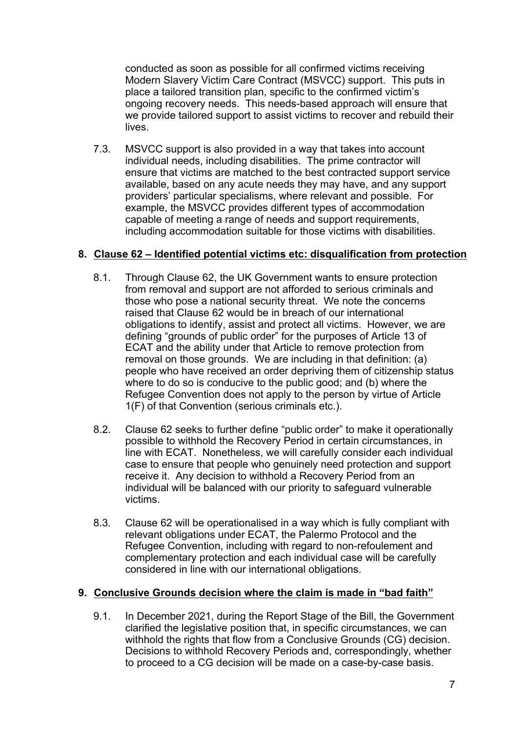conducted as soon as possible for all confirmed victims receiving Modern Slavery Victim Care Contract (MSVCC) support. This puts in place a tailored transition plan, specific to the confirmed victim's ongoing recovery needs. This needs-based approach will ensure that we provide tailored support to assist victims to recover and rebuild their lives.

7.3. MSVCC support is also provided in a way that takes into account individual needs, including disabilities. The prime contractor will ensure that victims are matched to the best contracted support service available, based on any acute needs they may have, and any support providers' particular specialisms, where relevant and possible. For example, the MSVCC provides different types of accommodation capable of meeting a range of needs and support requirements, including accommodation suitable for those victims with disabilities.

## 8. Clause 62 – Identified potential victims etc: disqualification from protection

8.1. Through Clause 62, the UK Government wants to ensure protection from removal and support are not afforded to serious criminals and those who pose a national security threat. We note the concerns raised that Clause 62 would be in breach of our international obligations to identify, assist and protect all victims. However, we are defining "grounds of public order" for the purposes of Article 13 of ECAT and the ability under that Article to remove protection from removal on those grounds. We are including in that definition: (a) people who have received an order depriving them of citizenship status where to do so is conducive to the public good; and (b) where the Refugee Convention does not apply to the person by virtue of Article 1(F) of that Convention (serious criminals etc.).

8.2. Clause 62 seeks to further define "public order" to make it operationally possible to withhold the Recovery Period in certain circumstances, in line with ECAT. Nonetheless, we will carefully consider each individual case to ensure that people who genuinely need protection and support receive it. Any decision to withhold a Recovery Period from an individual will be balanced with our priority to safeguard vulnerable victims.

8.3. Clause 62 will be operationalised in a way which is fully compliant with relevant obligations under ECAT, the Palermo Protocol and the Refugee Convention, including with regard to non-refoulement and complementary protection and each individual case will be carefully considered in line with our international obligations.

## 9. Conclusive Grounds decision where the claim is made in "bad faith"

9.1. In December 2021, during the Report Stage of the Bill, the Government clarified the legislative position that, in specific circumstances, we can withhold the rights that flow from a Conclusive Grounds (CG) decision. Decisions to withhold Recovery Periods and, correspondingly, whether to proceed to a CG decision will be made on a case-by-case basis.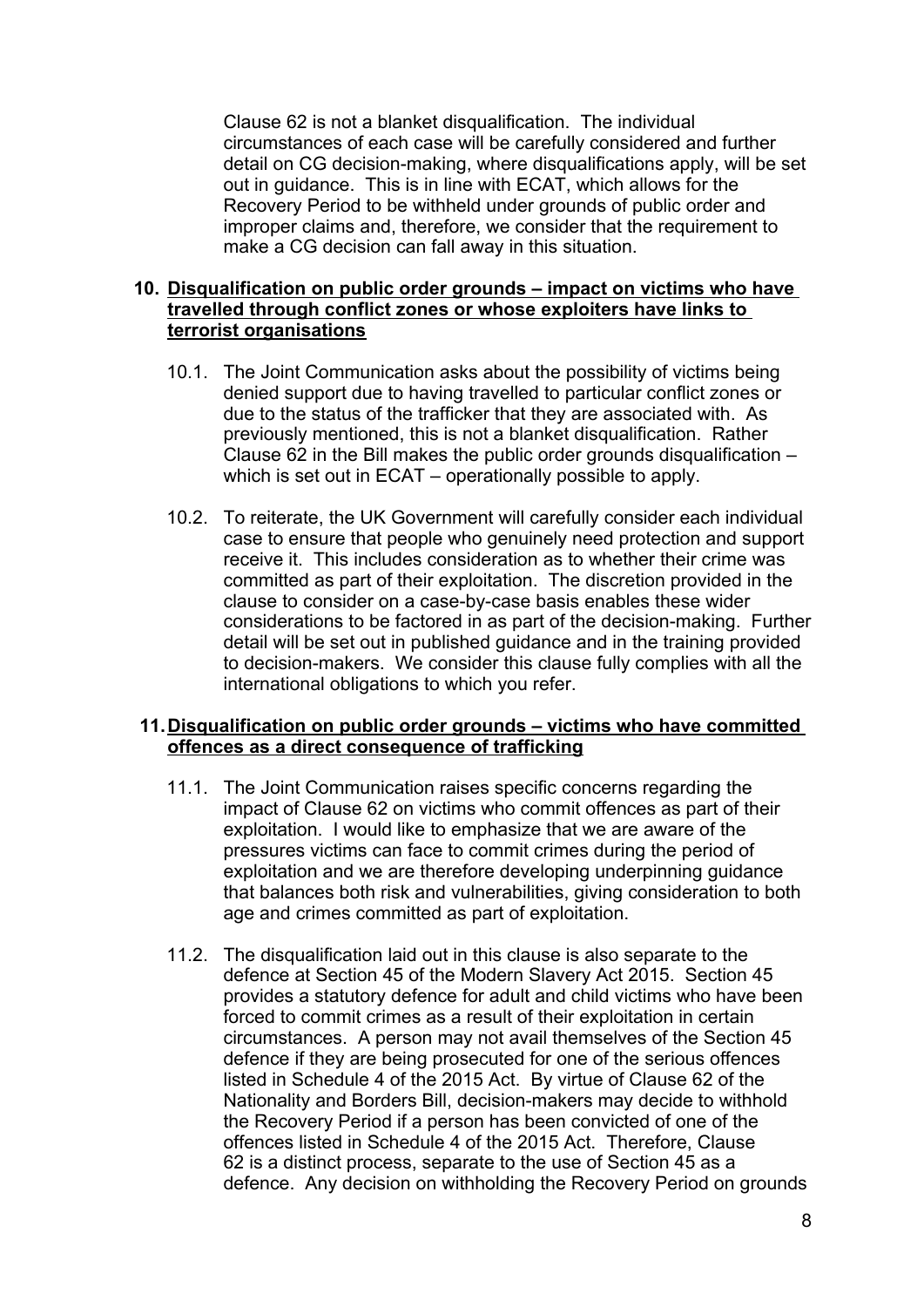Clause 62 is not a blanket disqualification. The individual circumstances of each case will be carefully considered and further detail on CG decision-making, where disqualifications apply, will be set out in guidance. This is in line with ECAT, which allows for the Recovery Period to be withheld under grounds of public order and improper claims and, therefore, we consider that the requirement to make a CG decision can fall away in this situation.

**10. Disqualification on public order grounds – impact on victims who have travelled through conflict zones or whose exploiters have links to terrorist organisations**

10.1. The Joint Communication asks about the possibility of victims being denied support due to having travelled to particular conflict zones or due to the status of the trafficker that they are associated with. As previously mentioned, this is not a blanket disqualification. Rather Clause 62 in the Bill makes the public order grounds disqualification – which is set out in ECAT – operationally possible to apply.

10.2. To reiterate, the UK Government will carefully consider each individual case to ensure that people who genuinely need protection and support receive it. This includes consideration as to whether their crime was committed as part of their exploitation. The discretion provided in the clause to consider on a case-by-case basis enables these wider considerations to be factored in as part of the decision-making. Further detail will be set out in published guidance and in the training provided to decision-makers. We consider this clause fully complies with all the international obligations to which you refer.

**11. Disqualification on public order grounds – victims who have committed offences as a direct consequence of trafficking**

11.1. The Joint Communication raises specific concerns regarding the impact of Clause 62 on victims who commit offences as part of their exploitation. I would like to emphasize that we are aware of the pressures victims can face to commit crimes during the period of exploitation and we are therefore developing underpinning guidance that balances both risk and vulnerabilities, giving consideration to both age and crimes committed as part of exploitation.

11.2. The disqualification laid out in this clause is also separate to the defence at Section 45 of the Modern Slavery Act 2015. Section 45 provides a statutory defence for adult and child victims who have been forced to commit crimes as a result of their exploitation in certain circumstances. A person may not avail themselves of the Section 45 defence if they are being prosecuted for one of the serious offences listed in Schedule 4 of the 2015 Act. By virtue of Clause 62 of the Nationality and Borders Bill, decision-makers may decide to withhold the Recovery Period if a person has been convicted of one of the offences listed in Schedule 4 of the 2015 Act. Therefore, Clause 62 is a distinct process, separate to the use of Section 45 as a defence. Any decision on withholding the Recovery Period on grounds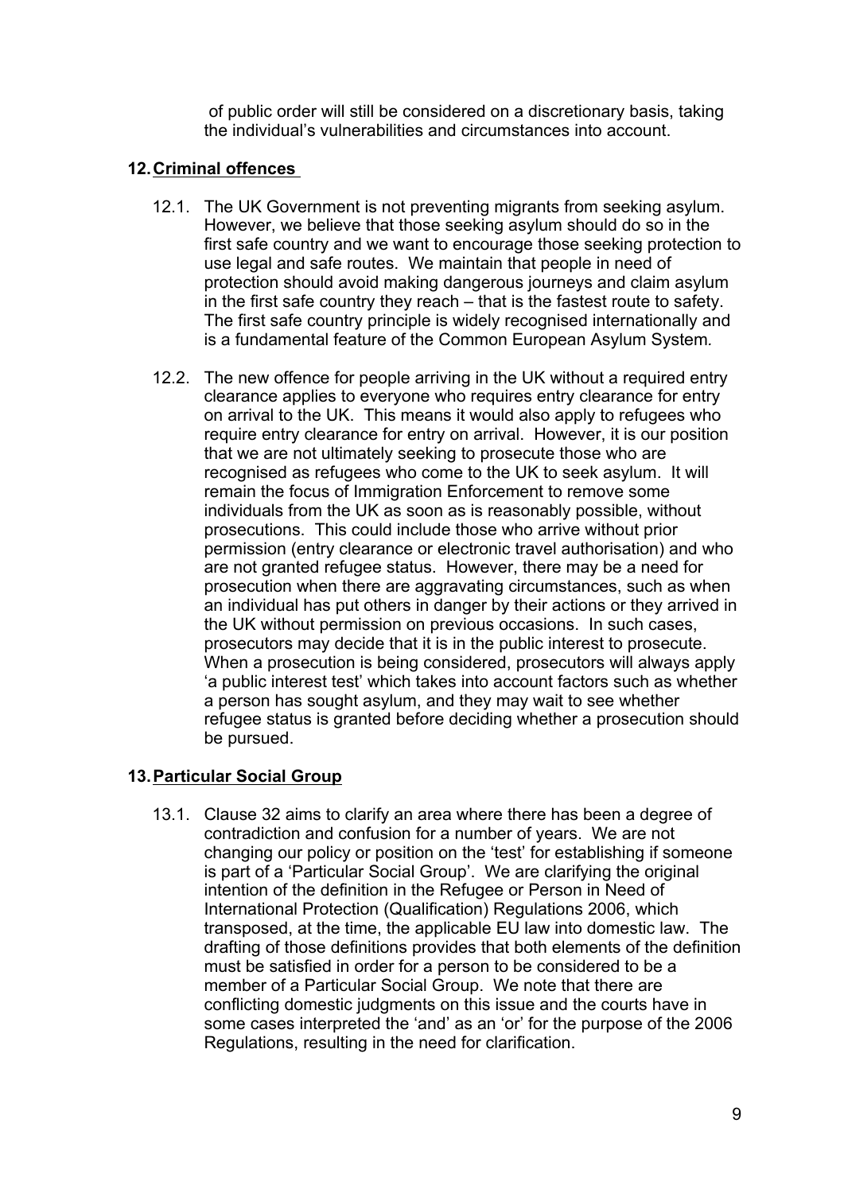of public order will still be considered on a discretionary basis, taking the individual's vulnerabilities and circumstances into account.

## 12. Criminal offences

12.1. The UK Government is not preventing migrants from seeking asylum. However, we believe that those seeking asylum should do so in the first safe country and we want to encourage those seeking protection to use legal and safe routes. We maintain that people in need of protection should avoid making dangerous journeys and claim asylum in the first safe country they reach – that is the fastest route to safety. The first safe country principle is widely recognised internationally and is a fundamental feature of the Common European Asylum System.

12.2. The new offence for people arriving in the UK without a required entry clearance applies to everyone who requires entry clearance for entry on arrival to the UK. This means it would also apply to refugees who require entry clearance for entry on arrival. However, it is our position that we are not ultimately seeking to prosecute those who are recognised as refugees who come to the UK to seek asylum. It will remain the focus of Immigration Enforcement to remove some individuals from the UK as soon as is reasonably possible, without prosecutions. This could include those who arrive without prior permission (entry clearance or electronic travel authorisation) and who are not granted refugee status. However, there may be a need for prosecution when there are aggravating circumstances, such as when an individual has put others in danger by their actions or they arrived in the UK without permission on previous occasions. In such cases, prosecutors may decide that it is in the public interest to prosecute. When a prosecution is being considered, prosecutors will always apply 'a public interest test' which takes into account factors such as whether a person has sought asylum, and they may wait to see whether refugee status is granted before deciding whether a prosecution should be pursued.

## 13. Particular Social Group

13.1. Clause 32 aims to clarify an area where there has been a degree of contradiction and confusion for a number of years. We are not changing our policy or position on the 'test' for establishing if someone is part of a 'Particular Social Group'. We are clarifying the original intention of the definition in the Refugee or Person in Need of International Protection (Qualification) Regulations 2006, which transposed, at the time, the applicable EU law into domestic law. The drafting of those definitions provides that both elements of the definition must be satisfied in order for a person to be considered to be a member of a Particular Social Group. We note that there are conflicting domestic judgments on this issue and the courts have in some cases interpreted the 'and' as an 'or' for the purpose of the 2006 Regulations, resulting in the need for clarification.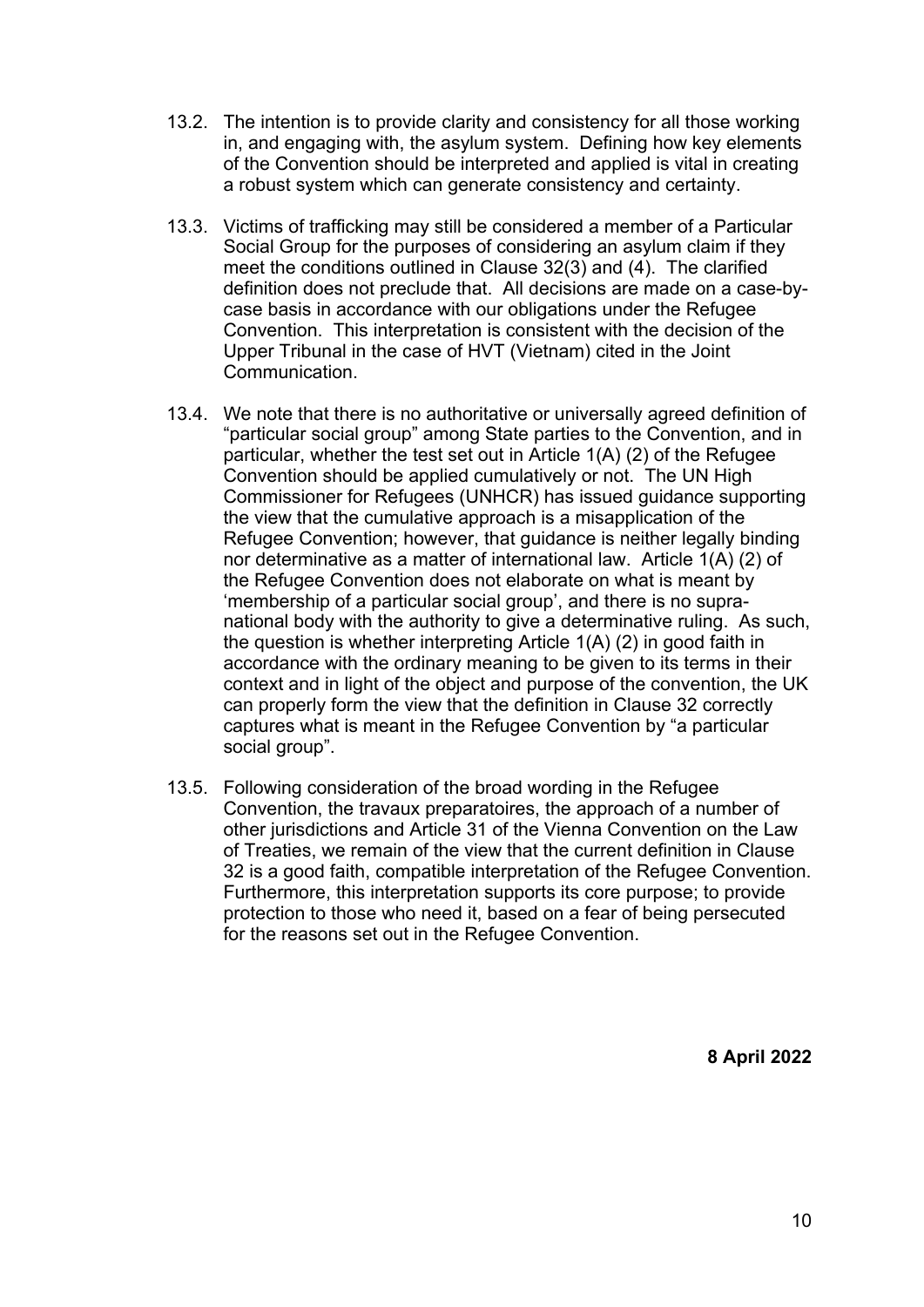13.2. The intention is to provide clarity and consistency for all those working in, and engaging with, the asylum system. Defining how key elements of the Convention should be interpreted and applied is vital in creating a robust system which can generate consistency and certainty.

13.3. Victims of trafficking may still be considered a member of a Particular Social Group for the purposes of considering an asylum claim if they meet the conditions outlined in Clause 32(3) and (4). The clarified definition does not preclude that. All decisions are made on a case-by-case basis in accordance with our obligations under the Refugee Convention. This interpretation is consistent with the decision of the Upper Tribunal in the case of HVT (Vietnam) cited in the Joint Communication.

13.4. We note that there is no authoritative or universally agreed definition of "particular social group" among State parties to the Convention, and in particular, whether the test set out in Article 1(A) (2) of the Refugee Convention should be applied cumulatively or not. The UN High Commissioner for Refugees (UNHCR) has issued guidance supporting the view that the cumulative approach is a misapplication of the Refugee Convention; however, that guidance is neither legally binding nor determinative as a matter of international law. Article 1(A) (2) of the Refugee Convention does not elaborate on what is meant by 'membership of a particular social group', and there is no supra-national body with the authority to give a determinative ruling. As such, the question is whether interpreting Article 1(A) (2) in good faith in accordance with the ordinary meaning to be given to its terms in their context and in light of the object and purpose of the convention, the UK can properly form the view that the definition in Clause 32 correctly captures what is meant in the Refugee Convention by "a particular social group".

13.5. Following consideration of the broad wording in the Refugee Convention, the travaux preparatoires, the approach of a number of other jurisdictions and Article 31 of the Vienna Convention on the Law of Treaties, we remain of the view that the current definition in Clause 32 is a good faith, compatible interpretation of the Refugee Convention. Furthermore, this interpretation supports its core purpose; to provide protection to those who need it, based on a fear of being persecuted for the reasons set out in the Refugee Convention.

**8 April 2022**